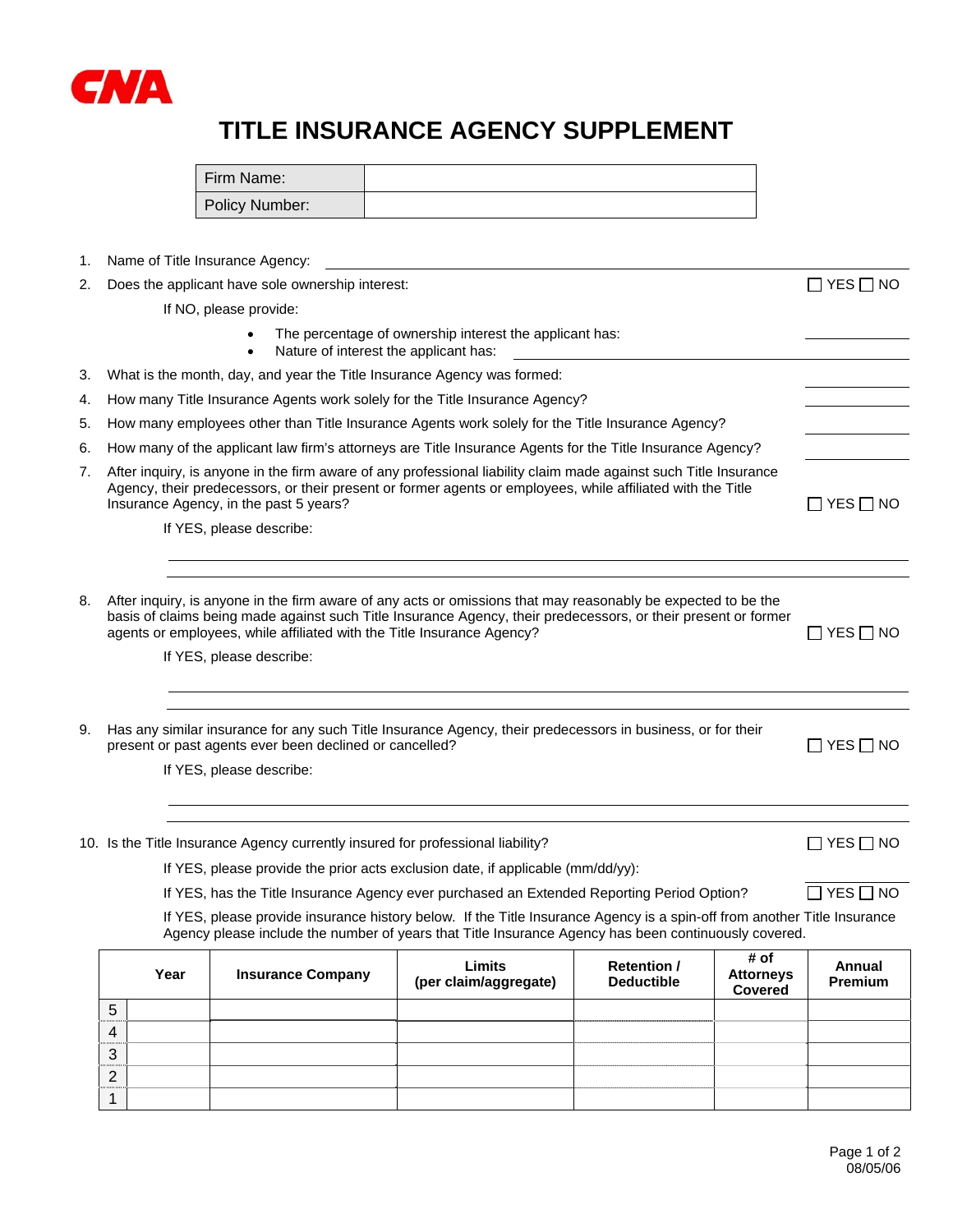CNA

# TITLE INSURANCE AGENCY SUPPLEMENT

| Firm Name: | |
|---|---|
| Policy Number: | |

1. Name of Title Insurance Agency: ______________________

2. Does the applicant have sole ownership interest: ☐ YES ☐ NO

   If NO, please provide:

   - The percentage of ownership interest the applicant has: ______
   - Nature of interest the applicant has: ______________________

3. What is the month, day, and year the Title Insurance Agency was formed: ______

4. How many Title Insurance Agents work solely for the Title Insurance Agency? ______

5. How many employees other than Title Insurance Agents work solely for the Title Insurance Agency? ______

6. How many of the applicant law firm's attorneys are Title Insurance Agents for the Title Insurance Agency? ______

7. After inquiry, is anyone in the firm aware of any professional liability claim made against such Title Insurance Agency, their predecessors, or their present or former agents or employees, while affiliated with the Title Insurance Agency, in the past 5 years? ☐ YES ☐ NO

   If YES, please describe:

   ______________________

   ______________________

8. After inquiry, is anyone in the firm aware of any acts or omissions that may reasonably be expected to be the basis of claims being made against such Title Insurance Agency, their predecessors, or their present or former agents or employees, while affiliated with the Title Insurance Agency? ☐ YES ☐ NO

   If YES, please describe:

   ______________________

   ______________________

9. Has any similar insurance for any such Title Insurance Agency, their predecessors in business, or for their present or past agents ever been declined or cancelled? ☐ YES ☐ NO

   If YES, please describe:

   ______________________

   ______________________

10. Is the Title Insurance Agency currently insured for professional liability? ☐ YES ☐ NO

    If YES, please provide the prior acts exclusion date, if applicable (mm/dd/yy): ______

    If YES, has the Title Insurance Agency ever purchased an Extended Reporting Period Option? ☐ YES ☐ NO

    If YES, please provide insurance history below. If the Title Insurance Agency is a spin-off from another Title Insurance Agency please include the number of years that Title Insurance Agency has been continuously covered.

| | Year | Insurance Company | Limits (per claim/aggregate) | Retention / Deductible | # of Attorneys Covered | Annual Premium |
|---|---|---|---|---|---|---|
| 5 | | | | | | |
| 4 | | | | | | |
| 3 | | | | | | |
| 2 | | | | | | |
| 1 | | | | | | |

08/05/06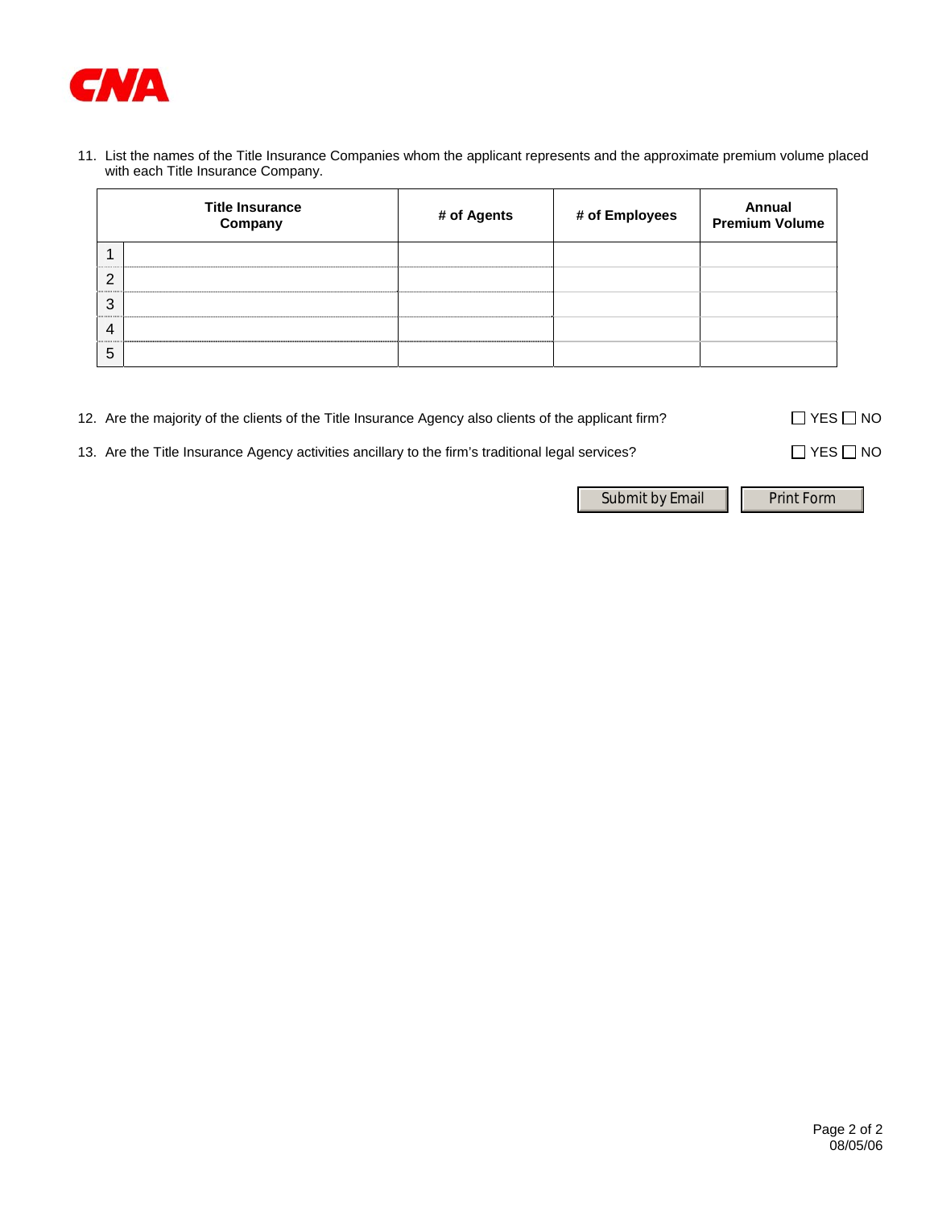CNA

11. List the names of the Title Insurance Companies whom the applicant represents and the approximate premium volume placed with each Title Insurance Company.

| | Title Insurance Company | # of Agents | # of Employees | Annual Premium Volume |
|---|---|---|---|---|
| 1 | | | | |
| 2 | | | | |
| 3 | | | | |
| 4 | | | | |
| 5 | | | | |

12. Are the majority of the clients of the Title Insurance Agency also clients of the applicant firm? ☐ YES ☐ NO

13. Are the Title Insurance Agency activities ancillary to the firm's traditional legal services? ☐ YES ☐ NO

Submit by Email | Print Form

08/05/06